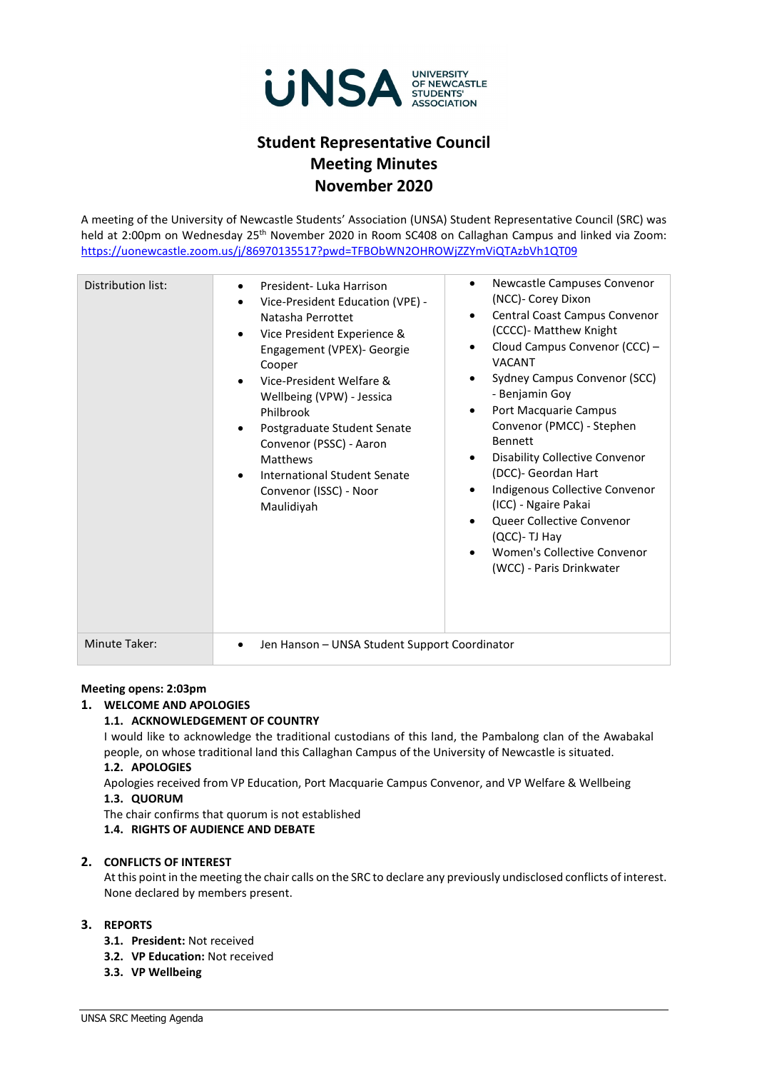# Student Representative Council Meeting Minutes November 2020

A meeting of the University of Newcastle Students' Association (UNSA) Student Representative Council (SRC) was held at 2:00pm on Wednesday 25th November 2020 in Room SC408 on Callaghan Campus and linked via Zoom: https://uonewcastle.zoom.us/j/86970135517?pwd=TFBObWN2OHROWjZZYmViQTAzbVh1QT09

| Distribution list: | • President- Luka Harrison<br>• Vice-President Education (VPE) - Natasha Perrottet<br>• Vice President Experience & Engagement (VPEX)- Georgie Cooper<br>• Vice-President Welfare & Wellbeing (VPW) - Jessica Philbrook<br>• Postgraduate Student Senate Convenor (PSSC) - Aaron Matthews<br>• International Student Senate Convenor (ISSC) - Noor Maulidiyah | • Newcastle Campuses Convenor (NCC)- Corey Dixon<br>• Central Coast Campus Convenor (CCCC)- Matthew Knight<br>• Cloud Campus Convenor (CCC) – VACANT<br>• Sydney Campus Convenor (SCC) - Benjamin Goy<br>• Port Macquarie Campus Convenor (PMCC) - Stephen Bennett<br>• Disability Collective Convenor (DCC)- Geordan Hart<br>• Indigenous Collective Convenor (ICC) - Ngaire Pakai<br>• Queer Collective Convenor (QCC)- TJ Hay<br>• Women's Collective Convenor (WCC) - Paris Drinkwater |
|---|---|---|
| Minute Taker: | • Jen Hanson – UNSA Student Support Coordinator | |

**Meeting opens: 2:03pm**

## 1. WELCOME AND APOLOGIES

### 1.1. ACKNOWLEDGEMENT OF COUNTRY

I would like to acknowledge the traditional custodians of this land, the Pambalong clan of the Awabakal people, on whose traditional land this Callaghan Campus of the University of Newcastle is situated.

### 1.2. APOLOGIES

Apologies received from VP Education, Port Macquarie Campus Convenor, and VP Welfare & Wellbeing

### 1.3. QUORUM

The chair confirms that quorum is not established

### 1.4. RIGHTS OF AUDIENCE AND DEBATE

## 2. CONFLICTS OF INTEREST

At this point in the meeting the chair calls on the SRC to declare any previously undisclosed conflicts of interest. None declared by members present.

## 3. REPORTS

**3.1. President:** Not received

**3.2. VP Education:** Not received

**3.3. VP Wellbeing**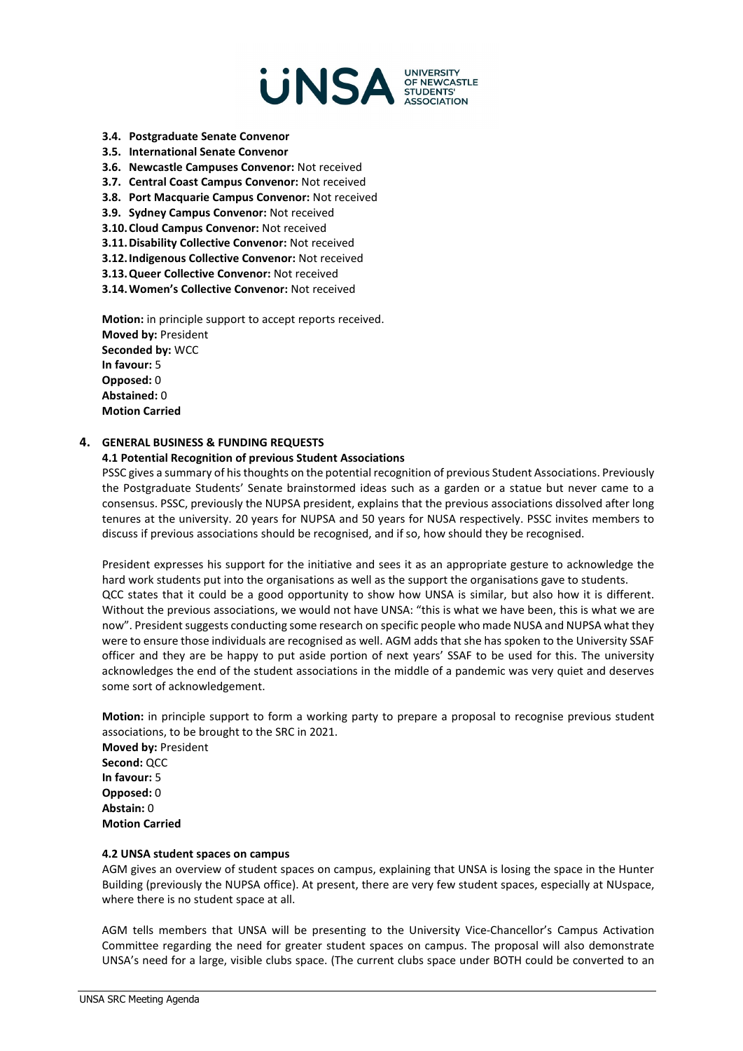**3.4. Postgraduate Senate Convenor**
**3.5. International Senate Convenor**
**3.6. Newcastle Campuses Convenor:** Not received
**3.7. Central Coast Campus Convenor:** Not received
**3.8. Port Macquarie Campus Convenor:** Not received
**3.9. Sydney Campus Convenor:** Not received
**3.10. Cloud Campus Convenor:** Not received
**3.11. Disability Collective Convenor:** Not received
**3.12. Indigenous Collective Convenor:** Not received
**3.13. Queer Collective Convenor:** Not received
**3.14. Women's Collective Convenor:** Not received

**Motion:** in principle support to accept reports received.
**Moved by:** President
**Seconded by:** WCC
**In favour:** 5
**Opposed:** 0
**Abstained:** 0
**Motion Carried**

## 4. GENERAL BUSINESS & FUNDING REQUESTS

### 4.1 Potential Recognition of previous Student Associations

PSSC gives a summary of his thoughts on the potential recognition of previous Student Associations. Previously the Postgraduate Students' Senate brainstormed ideas such as a garden or a statue but never came to a consensus. PSSC, previously the NUPSA president, explains that the previous associations dissolved after long tenures at the university. 20 years for NUPSA and 50 years for NUSA respectively. PSSC invites members to discuss if previous associations should be recognised, and if so, how should they be recognised.

President expresses his support for the initiative and sees it as an appropriate gesture to acknowledge the hard work students put into the organisations as well as the support the organisations gave to students.
QCC states that it could be a good opportunity to show how UNSA is similar, but also how it is different. Without the previous associations, we would not have UNSA: "this is what we have been, this is what we are now". President suggests conducting some research on specific people who made NUSA and NUPSA what they were to ensure those individuals are recognised as well. AGM adds that she has spoken to the University SSAF officer and they are be happy to put aside portion of next years' SSAF to be used for this. The university acknowledges the end of the student associations in the middle of a pandemic was very quiet and deserves some sort of acknowledgement.

**Motion:** in principle support to form a working party to prepare a proposal to recognise previous student associations, to be brought to the SRC in 2021.
**Moved by:** President
**Second:** QCC
**In favour:** 5
**Opposed:** 0
**Abstain:** 0
**Motion Carried**

### 4.2 UNSA student spaces on campus

AGM gives an overview of student spaces on campus, explaining that UNSA is losing the space in the Hunter Building (previously the NUPSA office). At present, there are very few student spaces, especially at NUspace, where there is no student space at all.

AGM tells members that UNSA will be presenting to the University Vice-Chancellor's Campus Activation Committee regarding the need for greater student spaces on campus. The proposal will also demonstrate UNSA's need for a large, visible clubs space. (The current clubs space under BOTH could be converted to an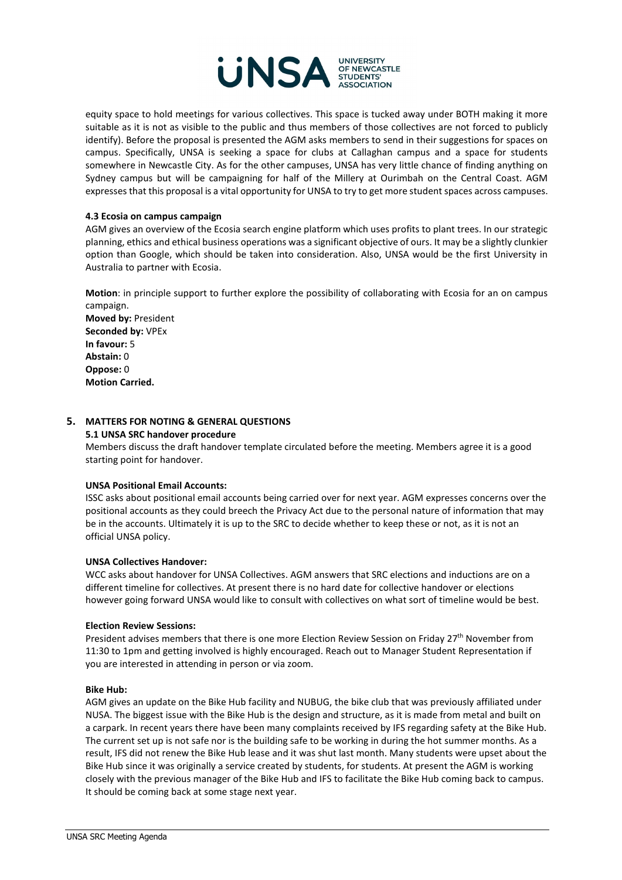equity space to hold meetings for various collectives. This space is tucked away under BOTH making it more suitable as it is not as visible to the public and thus members of those collectives are not forced to publicly identify). Before the proposal is presented the AGM asks members to send in their suggestions for spaces on campus. Specifically, UNSA is seeking a space for clubs at Callaghan campus and a space for students somewhere in Newcastle City. As for the other campuses, UNSA has very little chance of finding anything on Sydney campus but will be campaigning for half of the Millery at Ourimbah on the Central Coast. AGM expresses that this proposal is a vital opportunity for UNSA to try to get more student spaces across campuses.

#### 4.3 Ecosia on campus campaign

AGM gives an overview of the Ecosia search engine platform which uses profits to plant trees. In our strategic planning, ethics and ethical business operations was a significant objective of ours. It may be a slightly clunkier option than Google, which should be taken into consideration. Also, UNSA would be the first University in Australia to partner with Ecosia.

**Motion**: in principle support to further explore the possibility of collaborating with Ecosia for an on campus campaign.
**Moved by:** President
**Seconded by:** VPEx
**In favour:** 5
**Abstain:** 0
**Oppose:** 0
**Motion Carried.**

## 5. MATTERS FOR NOTING & GENERAL QUESTIONS

#### 5.1 UNSA SRC handover procedure

Members discuss the draft handover template circulated before the meeting. Members agree it is a good starting point for handover.

**UNSA Positional Email Accounts:**

ISSC asks about positional email accounts being carried over for next year. AGM expresses concerns over the positional accounts as they could breech the Privacy Act due to the personal nature of information that may be in the accounts. Ultimately it is up to the SRC to decide whether to keep these or not, as it is not an official UNSA policy.

**UNSA Collectives Handover:**

WCC asks about handover for UNSA Collectives. AGM answers that SRC elections and inductions are on a different timeline for collectives. At present there is no hard date for collective handover or elections however going forward UNSA would like to consult with collectives on what sort of timeline would be best.

**Election Review Sessions:**

President advises members that there is one more Election Review Session on Friday 27th November from 11:30 to 1pm and getting involved is highly encouraged. Reach out to Manager Student Representation if you are interested in attending in person or via zoom.

**Bike Hub:**

AGM gives an update on the Bike Hub facility and NUBUG, the bike club that was previously affiliated under NUSA. The biggest issue with the Bike Hub is the design and structure, as it is made from metal and built on a carpark. In recent years there have been many complaints received by IFS regarding safety at the Bike Hub. The current set up is not safe nor is the building safe to be working in during the hot summer months. As a result, IFS did not renew the Bike Hub lease and it was shut last month. Many students were upset about the Bike Hub since it was originally a service created by students, for students. At present the AGM is working closely with the previous manager of the Bike Hub and IFS to facilitate the Bike Hub coming back to campus. It should be coming back at some stage next year.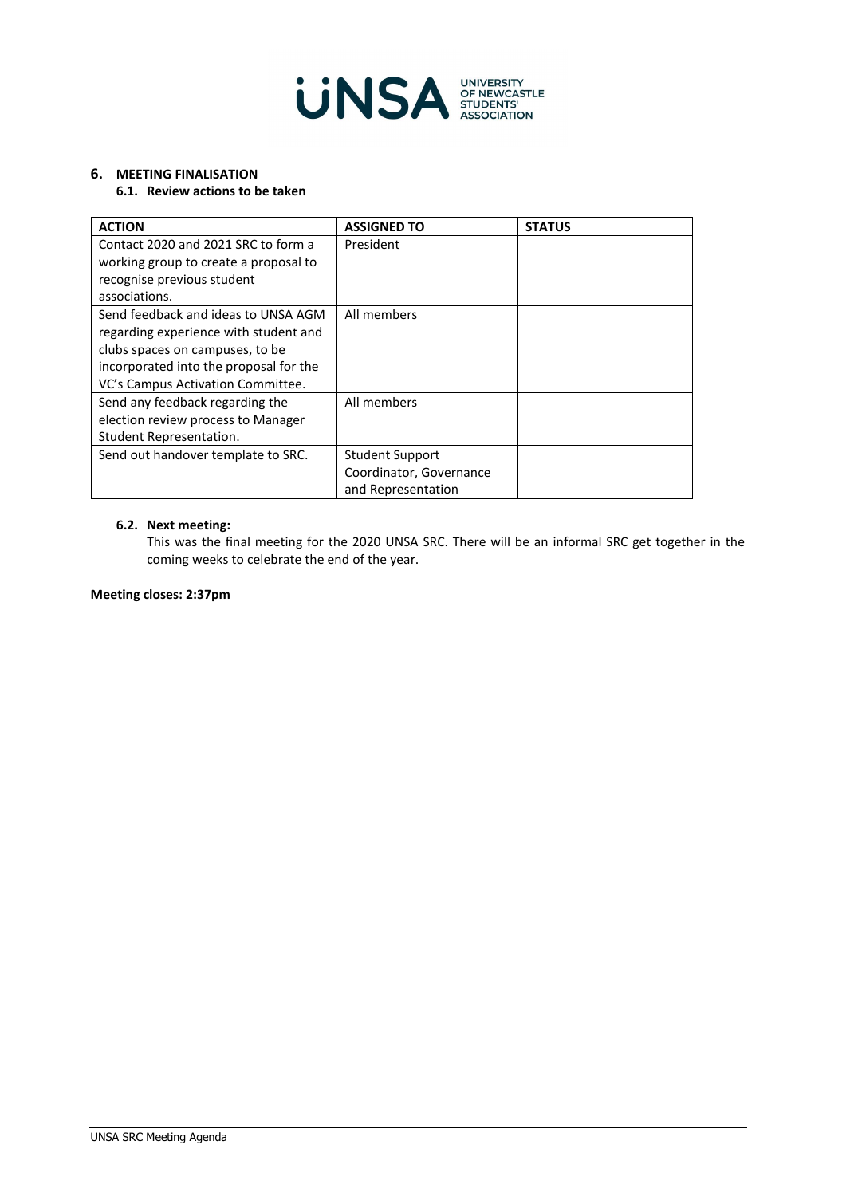## 6. MEETING FINALISATION

### 6.1. Review actions to be taken

| ACTION | ASSIGNED TO | STATUS |
|---|---|---|
| Contact 2020 and 2021 SRC to form a working group to create a proposal to recognise previous student associations. | President | |
| Send feedback and ideas to UNSA AGM regarding experience with student and clubs spaces on campuses, to be incorporated into the proposal for the VC's Campus Activation Committee. | All members | |
| Send any feedback regarding the election review process to Manager Student Representation. | All members | |
| Send out handover template to SRC. | Student Support Coordinator, Governance and Representation | |

### 6.2. Next meeting:

This was the final meeting for the 2020 UNSA SRC. There will be an informal SRC get together in the coming weeks to celebrate the end of the year.

**Meeting closes: 2:37pm**